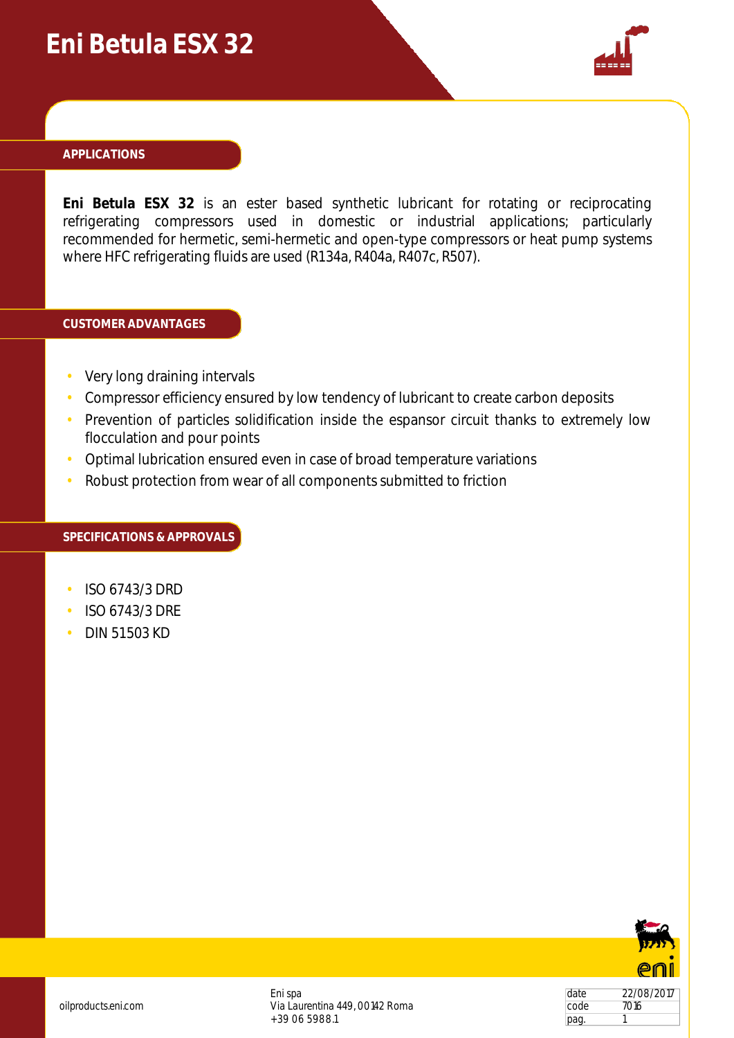# Eni Betula ESX 32

## APPLICATIONS

**Eni Betula ESX 32** is an ester based synthetic lubricant for rotating or reciprocating refrigerating compressors used in domestic or industrial applications; particularly recommended for hermetic, semi-hermetic and open-type compressors or heat pump systems where HFC refrigerating fluids are used (R134a, R404a, R407c, R507).

## CUSTOMER ADVANTAGES

- Very long draining intervals
- Compressor efficiency ensured by low tendency of lubricant to create carbon deposits
- Prevention of particles solidification inside the espansor circuit thanks to extremely low flocculation and pour points
- Optimal lubrication ensured even in case of broad temperature variations
- Robust protection from wear of all components submitted to friction

## SPECIFICATIONS & APPROVALS

- ISO 6743/3 DRD
- ISO 6743/3 DRE
- DIN 51503 KD

oilproducts.eni.com

Eni spa
Via Laurentina 449, 00142 Roma
+39 06 5988.1

| date | 22/08/2017 |
| --- | --- |
| code | 7016 |
| pag. | 1 |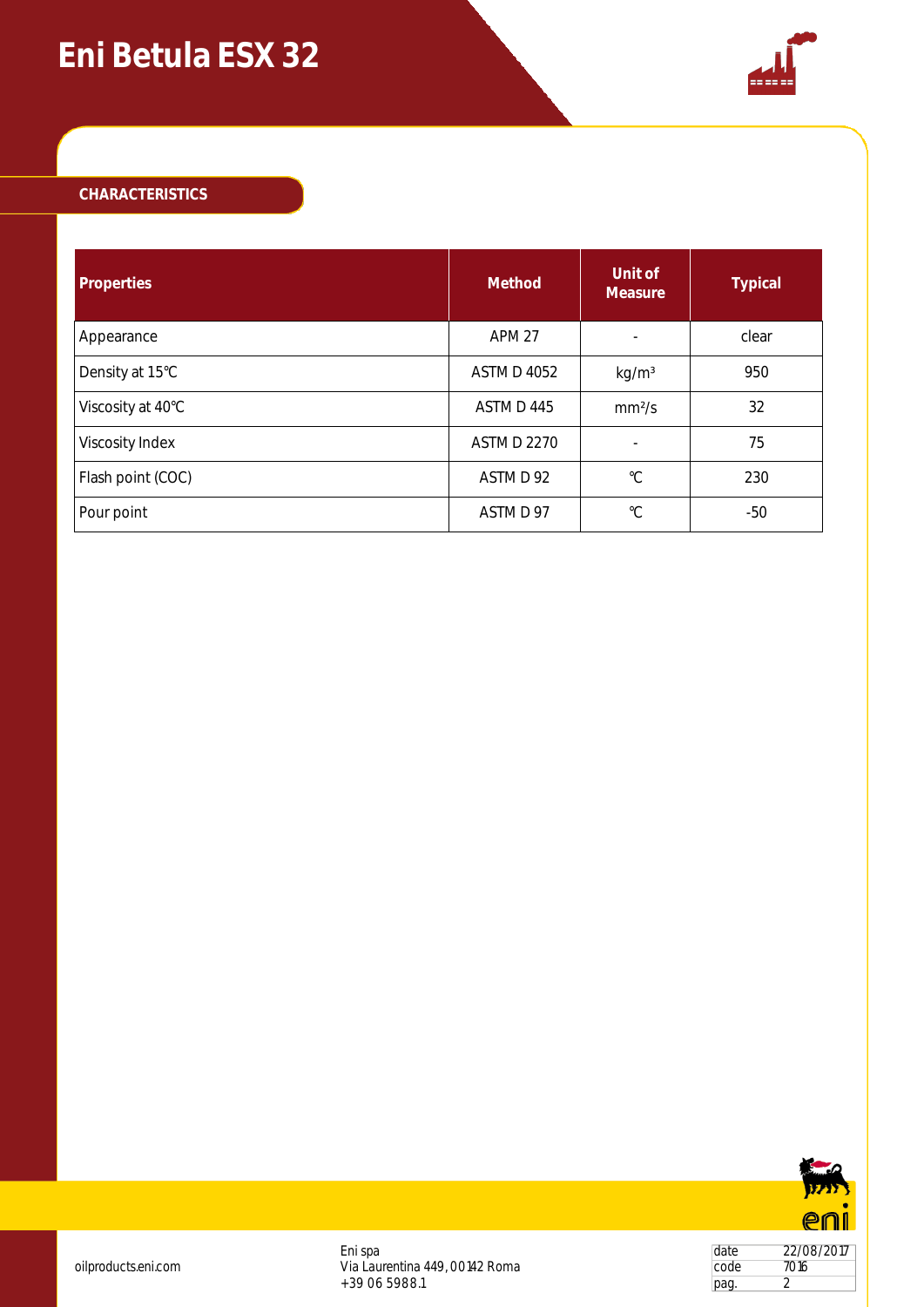# Eni Betula ESX 32

## CHARACTERISTICS

| Properties | Method | Unit of Measure | Typical |
|---|---|---|---|
| Appearance | APM 27 | - | clear |
| Density at 15°C | ASTM D 4052 | kg/m³ | 950 |
| Viscosity at 40°C | ASTM D 445 | mm²/s | 32 |
| Viscosity Index | ASTM D 2270 | - | 75 |
| Flash point (COC) | ASTM D 92 | °C | 230 |
| Pour point | ASTM D 97 | °C | -50 |

oilproducts.eni.com

Eni spa
Via Laurentina 449, 00142 Roma
+39 06 5988.1

| | |
|---|---|
| date | 22/08/2017 |
| code | 7016 |
| pag. | 2 |